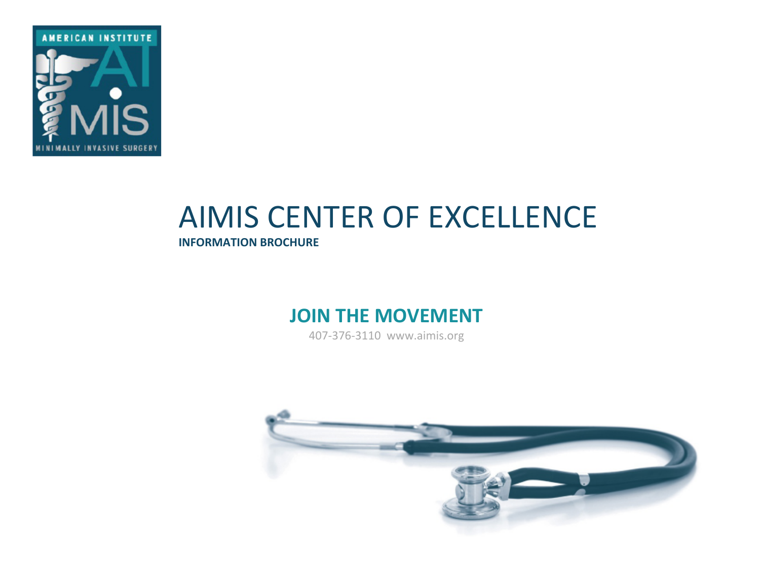AMERICAN INSTITUTE AI MIS MINIMALLY INVASIVE SURGERY

# AIMIS CENTER OF EXCELLENCE

**INFORMATION BROCHURE**

## JOIN THE MOVEMENT

407-376-3110 www.aimis.org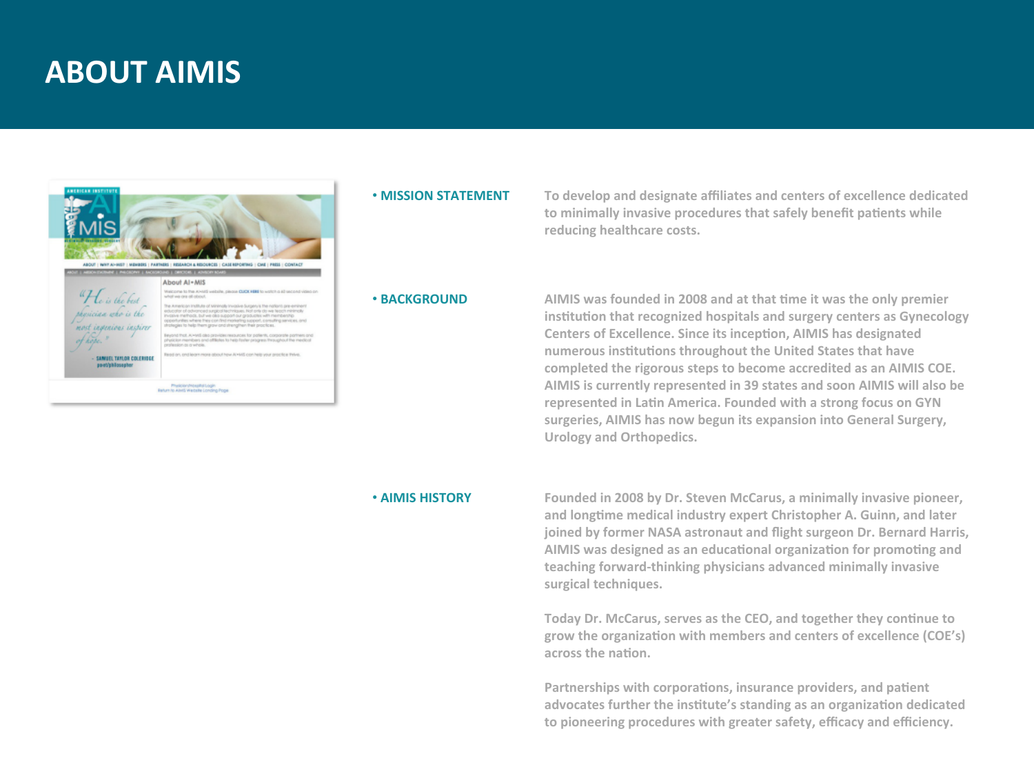# ABOUT AIMIS

**• MISSION STATEMENT**

To develop and designate affiliates and centers of excellence dedicated to minimally invasive procedures that safely benefit patients while reducing healthcare costs.

**• BACKGROUND**

AIMIS was founded in 2008 and at that time it was the only premier institution that recognized hospitals and surgery centers as Gynecology Centers of Excellence. Since its inception, AIMIS has designated numerous institutions throughout the United States that have completed the rigorous steps to become accredited as an AIMIS COE. AIMIS is currently represented in 39 states and soon AIMIS will also be represented in Latin America. Founded with a strong focus on GYN surgeries, AIMIS has now begun its expansion into General Surgery, Urology and Orthopedics.

**• AIMIS HISTORY**

Founded in 2008 by Dr. Steven McCarus, a minimally invasive pioneer, and longtime medical industry expert Christopher A. Guinn, and later joined by former NASA astronaut and flight surgeon Dr. Bernard Harris, AIMIS was designed as an educational organization for promoting and teaching forward-thinking physicians advanced minimally invasive surgical techniques.

Today Dr. McCarus, serves as the CEO, and together they continue to grow the organization with members and centers of excellence (COE's) across the nation.

Partnerships with corporations, insurance providers, and patient advocates further the institute's standing as an organization dedicated to pioneering procedures with greater safety, efficacy and efficiency.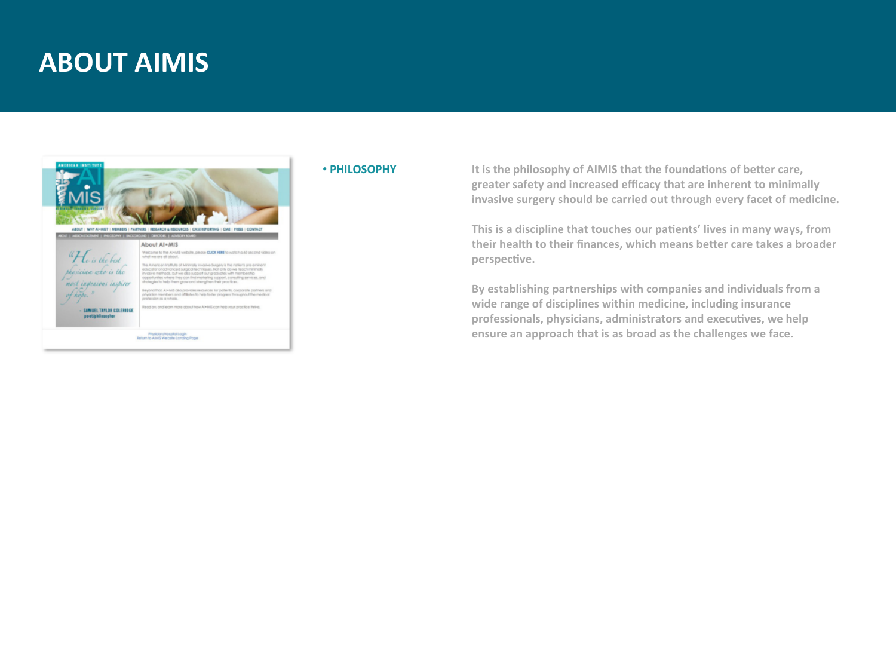# ABOUT AIMIS

**• PHILOSOPHY**

It is the philosophy of AIMIS that the foundations of better care, greater safety and increased efficacy that are inherent to minimally invasive surgery should be carried out through every facet of medicine.

This is a discipline that touches our patients' lives in many ways, from their health to their finances, which means better care takes a broader perspective.

By establishing partnerships with companies and individuals from a wide range of disciplines within medicine, including insurance professionals, physicians, administrators and executives, we help ensure an approach that is as broad as the challenges we face.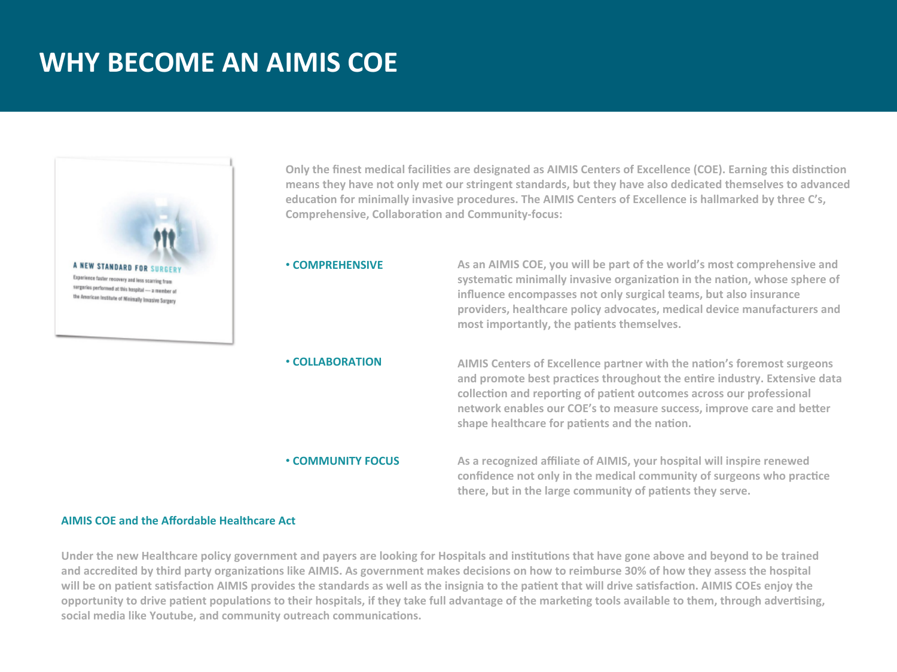# WHY BECOME AN AIMIS COE

Only the finest medical facilities are designated as AIMIS Centers of Excellence (COE). Earning this distinction means they have not only met our stringent standards, but they have also dedicated themselves to advanced education for minimally invasive procedures. The AIMIS Centers of Excellence is hallmarked by three C's, Comprehensive, Collaboration and Community-focus:

- **COMPREHENSIVE**

  As an AIMIS COE, you will be part of the world's most comprehensive and systematic minimally invasive organization in the nation, whose sphere of influence encompasses not only surgical teams, but also insurance providers, healthcare policy advocates, medical device manufacturers and most importantly, the patients themselves.

- **COLLABORATION**

  AIMIS Centers of Excellence partner with the nation's foremost surgeons and promote best practices throughout the entire industry. Extensive data collection and reporting of patient outcomes across our professional network enables our COE's to measure success, improve care and better shape healthcare for patients and the nation.

- **COMMUNITY FOCUS**

  As a recognized affiliate of AIMIS, your hospital will inspire renewed confidence not only in the medical community of surgeons who practice there, but in the large community of patients they serve.

### AIMIS COE and the Affordable Healthcare Act

Under the new Healthcare policy government and payers are looking for Hospitals and institutions that have gone above and beyond to be trained and accredited by third party organizations like AIMIS. As government makes decisions on how to reimburse 30% of how they assess the hospital will be on patient satisfaction AIMIS provides the standards as well as the insignia to the patient that will drive satisfaction. AIMIS COEs enjoy the opportunity to drive patient populations to their hospitals, if they take full advantage of the marketing tools available to them, through advertising, social media like Youtube, and community outreach communications.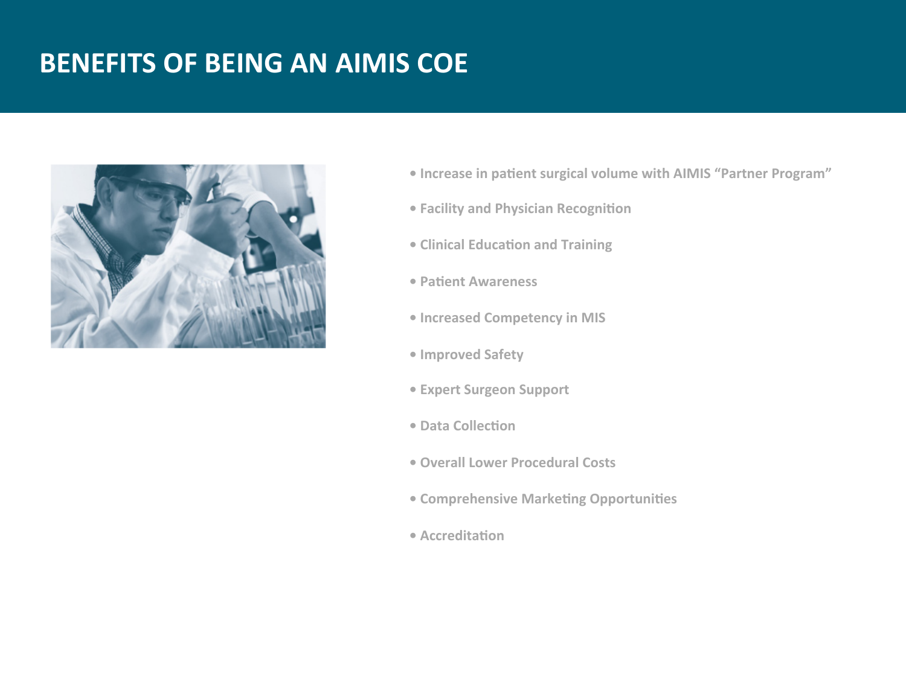# BENEFITS OF BEING AN AIMIS COE

- Increase in patient surgical volume with AIMIS "Partner Program"
- Facility and Physician Recognition
- Clinical Education and Training
- Patient Awareness
- Increased Competency in MIS
- Improved Safety
- Expert Surgeon Support
- Data Collection
- Overall Lower Procedural Costs
- Comprehensive Marketing Opportunities
- Accreditation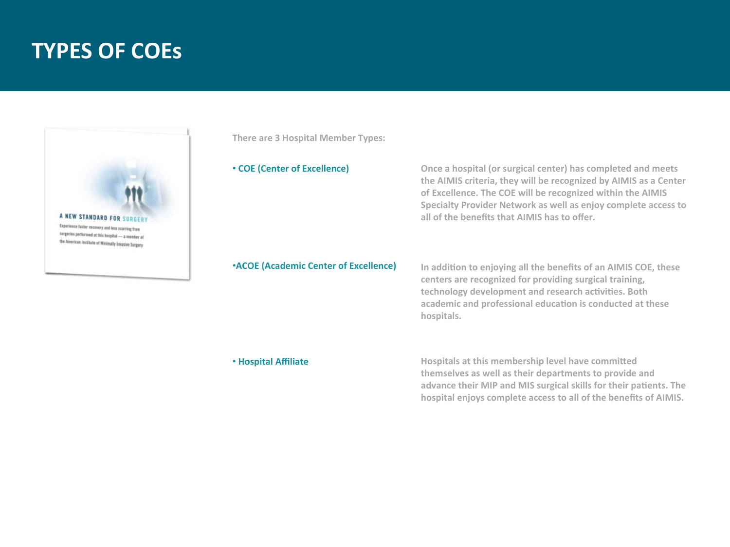# TYPES OF COEs

There are 3 Hospital Member Types:

- **COE (Center of Excellence)**

  Once a hospital (or surgical center) has completed and meets the AIMIS criteria, they will be recognized by AIMIS as a Center of Excellence. The COE will be recognized within the AIMIS Specialty Provider Network as well as enjoy complete access to all of the benefits that AIMIS has to offer.

- **ACOE (Academic Center of Excellence)**

  In addition to enjoying all the benefits of an AIMIS COE, these centers are recognized for providing surgical training, technology development and research activities. Both academic and professional education is conducted at these hospitals.

- **Hospital Affiliate**

  Hospitals at this membership level have committed themselves as well as their departments to provide and advance their MIP and MIS surgical skills for their patients. The hospital enjoys complete access to all of the benefits of AIMIS.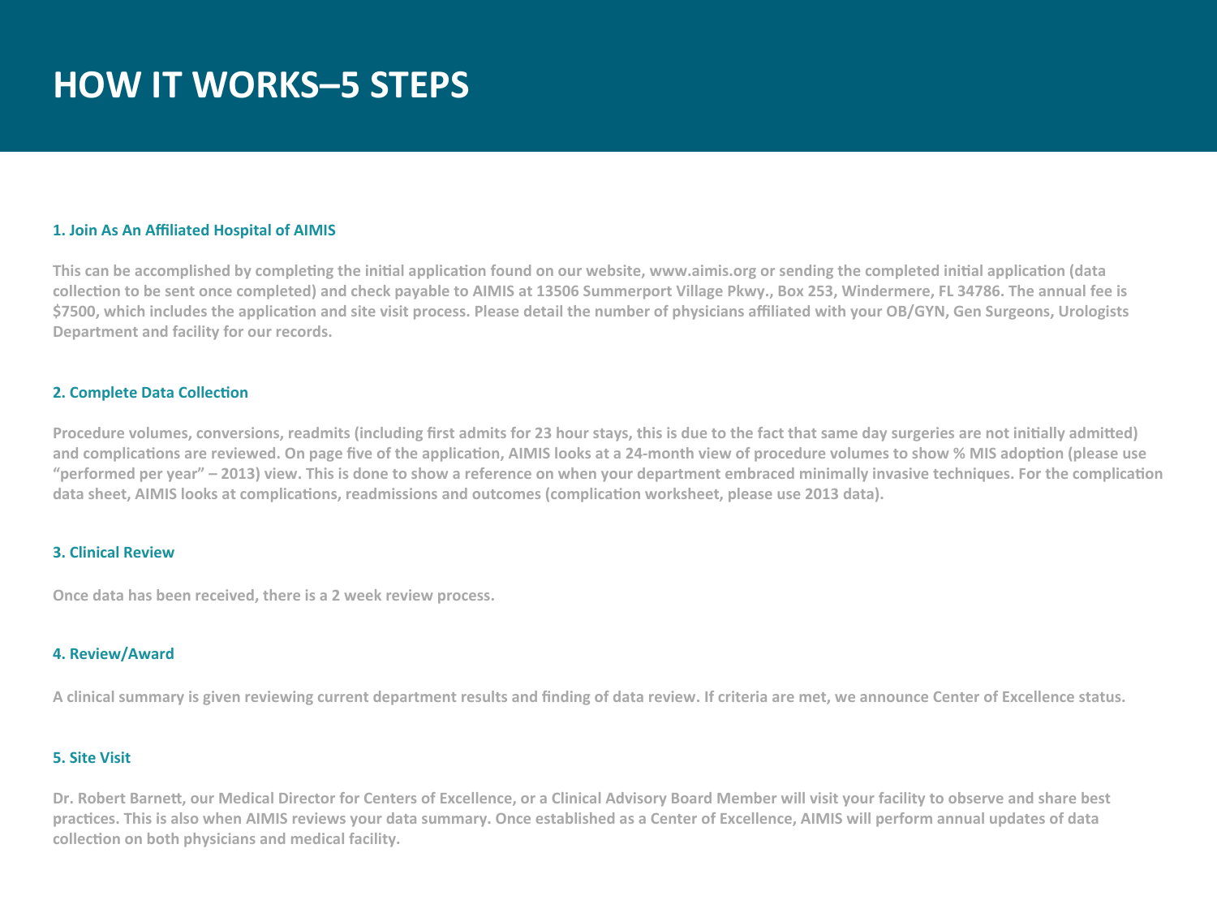# HOW IT WORKS–5 STEPS

### 1. Join As An Affiliated Hospital of AIMIS

This can be accomplished by completing the initial application found on our website, www.aimis.org or sending the completed initial application (data collection to be sent once completed) and check payable to AIMIS at 13506 Summerport Village Pkwy., Box 253, Windermere, FL 34786. The annual fee is $7500, which includes the application and site visit process. Please detail the number of physicians affiliated with your OB/GYN, Gen Surgeons, Urologists Department and facility for our records.

### 2. Complete Data Collection

Procedure volumes, conversions, readmits (including first admits for 23 hour stays, this is due to the fact that same day surgeries are not initially admitted) and complications are reviewed. On page five of the application, AIMIS looks at a 24-month view of procedure volumes to show % MIS adoption (please use "performed per year" – 2013) view. This is done to show a reference on when your department embraced minimally invasive techniques. For the complication data sheet, AIMIS looks at complications, readmissions and outcomes (complication worksheet, please use 2013 data).

### 3. Clinical Review

Once data has been received, there is a 2 week review process.

### 4. Review/Award

A clinical summary is given reviewing current department results and finding of data review. If criteria are met, we announce Center of Excellence status.

### 5. Site Visit

Dr. Robert Barnett, our Medical Director for Centers of Excellence, or a Clinical Advisory Board Member will visit your facility to observe and share best practices. This is also when AIMIS reviews your data summary. Once established as a Center of Excellence, AIMIS will perform annual updates of data collection on both physicians and medical facility.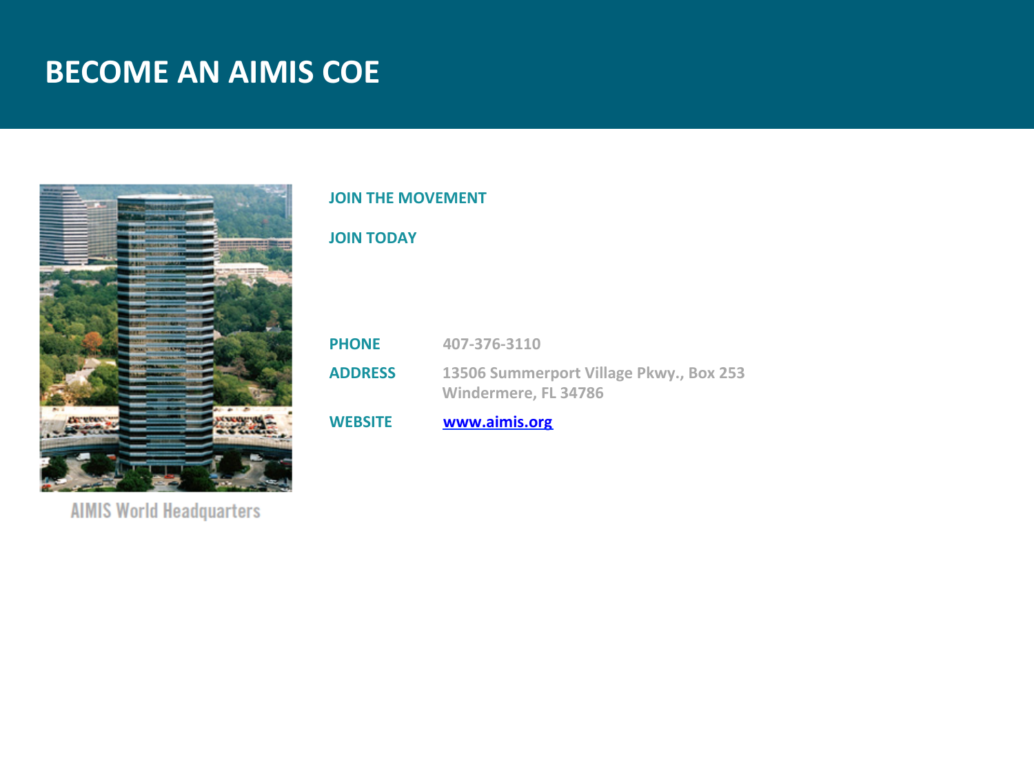# BECOME AN AIMIS COE

AIMIS World Headquarters

**JOIN THE MOVEMENT**

**JOIN TODAY**

| | |
|---|---|
| **PHONE** | 407-376-3110 |
| **ADDRESS** | 13506 Summerport Village Pkwy., Box 253<br>Windermere, FL 34786 |
| **WEBSITE** | www.aimis.org |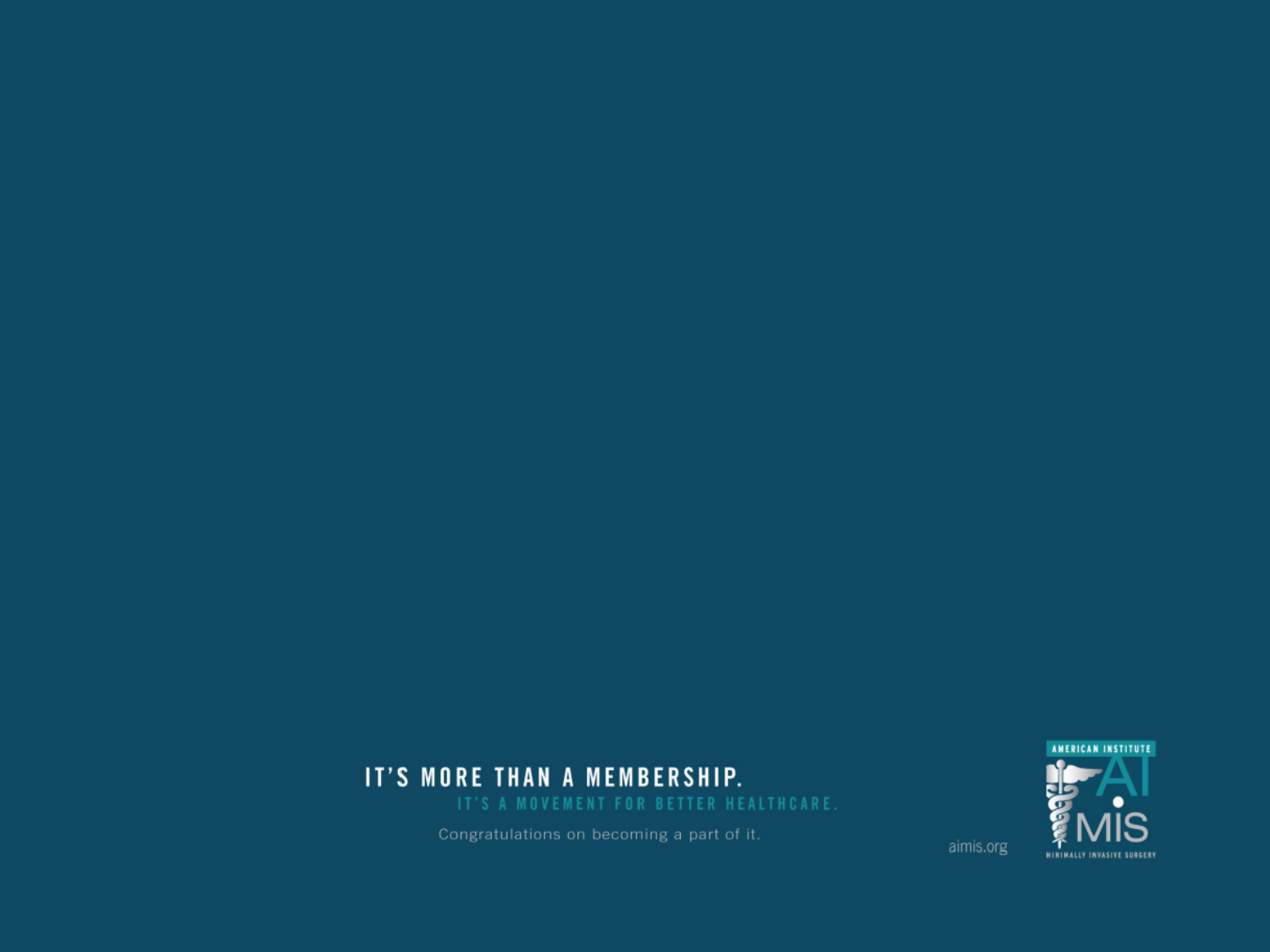**IT'S MORE THAN A MEMBERSHIP.**

IT'S A MOVEMENT FOR BETTER HEALTHCARE.

Congratulations on becoming a part of it.

aimis.org

AMERICAN INSTITUTE

AI • MIS

MINIMALLY INVASIVE SURGERY